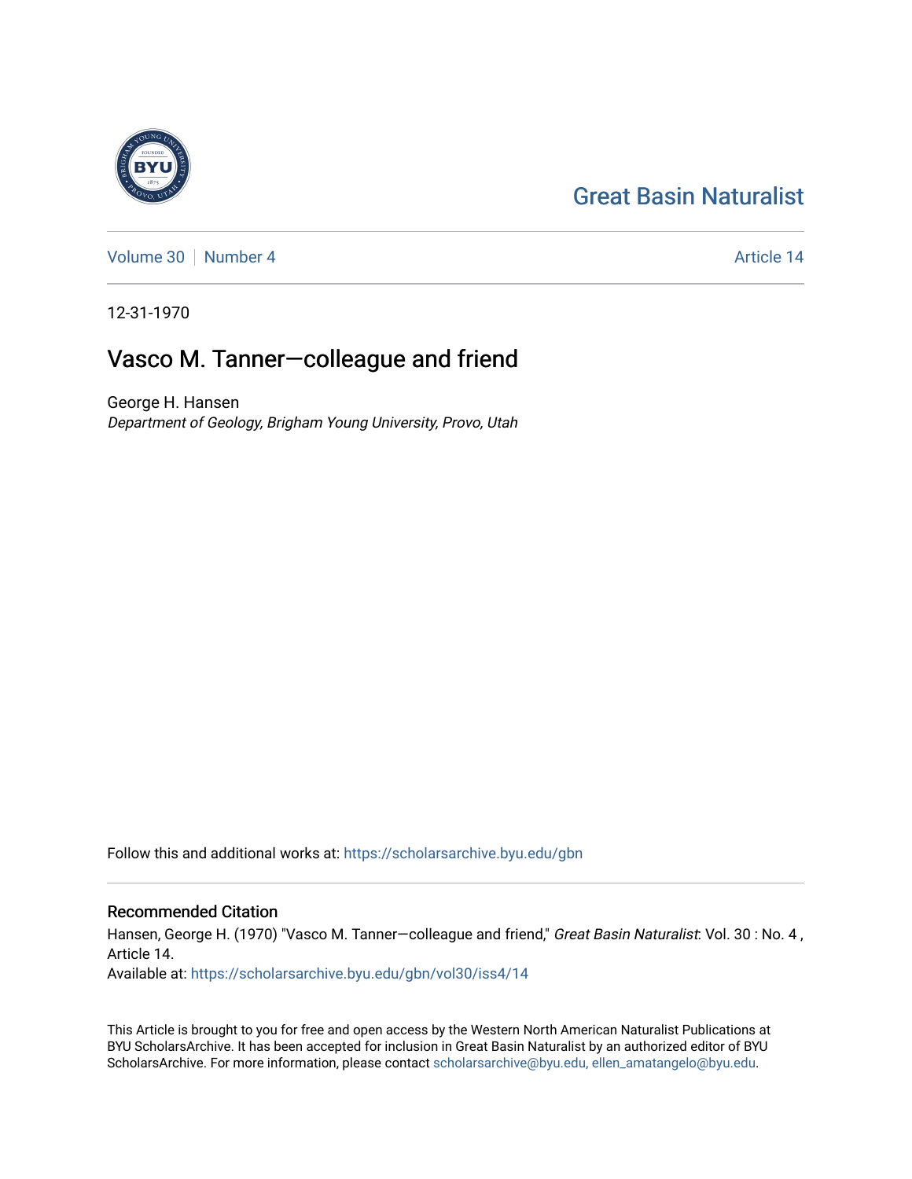Great Basin Naturalist

Volume 30 | Number 4

Article 14

12-31-1970

# Vasco M. Tanner—colleague and friend

George H. Hansen
*Department of Geology, Brigham Young University, Provo, Utah*

Follow this and additional works at: https://scholarsarchive.byu.edu/gbn

## Recommended Citation

Hansen, George H. (1970) "Vasco M. Tanner—colleague and friend," *Great Basin Naturalist*: Vol. 30 : No. 4 , Article 14.
Available at: https://scholarsarchive.byu.edu/gbn/vol30/iss4/14

This Article is brought to you for free and open access by the Western North American Naturalist Publications at BYU ScholarsArchive. It has been accepted for inclusion in Great Basin Naturalist by an authorized editor of BYU ScholarsArchive. For more information, please contact scholarsarchive@byu.edu, ellen_amatangelo@byu.edu.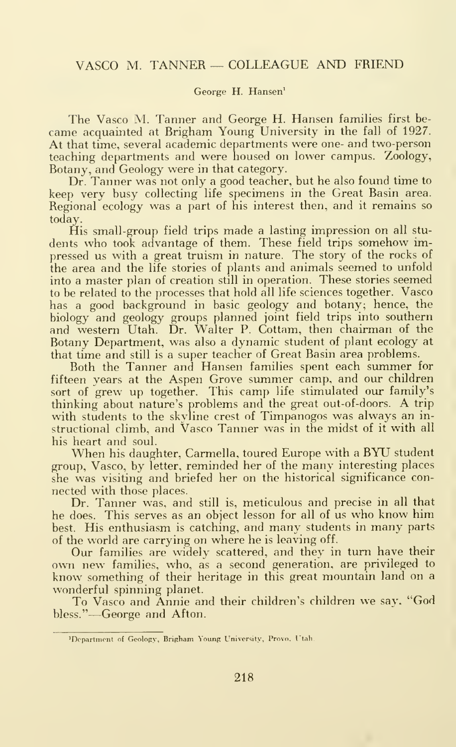## VASCO M. TANNER — COLLEAGUE AND FRIEND

George H. Hansen[1]

The Vasco M. Tanner and George H. Hansen families first became acquainted at Brigham Young University in the fall of 1927. At that time, several academic departments were one- and two-person teaching departments and were housed on lower campus. Zoology, Botany, and Geology were in that category.

Dr. Tanner was not only a good teacher, but he also found time to keep very busy collecting life specimens in the Great Basin area. Regional ecology was a part of his interest then, and it remains so today.

His small-group field trips made a lasting impression on all students who took advantage of them. These field trips somehow impressed us with a great truism in nature. The story of the rocks of the area and the life stories of plants and animals seemed to unfold into a master plan of creation still in operation. These stories seemed to be related to the processes that hold all life sciences together. Vasco has a good background in basic geology and botany; hence, the biology and geology groups planned joint field trips into southern and western Utah. Dr. Walter P. Cottam, then chairman of the Botany Department, was also a dynamic student of plant ecology at that time and still is a super teacher of Great Basin area problems.

Both the Tanner and Hansen families spent each summer for fifteen years at the Aspen Grove summer camp, and our children sort of grew up together. This camp life stimulated our family's thinking about nature's problems and the great out-of-doors. A trip with students to the skyline crest of Timpanogos was always an instructional climb, and Vasco Tanner was in the midst of it with all his heart and soul.

When his daughter, Carmella, toured Europe with a BYU student group, Vasco, by letter, reminded her of the many interesting places she was visiting and briefed her on the historical significance connected with those places.

Dr. Tanner was, and still is, meticulous and precise in all that he does. This serves as an object lesson for all of us who know him best. His enthusiasm is catching, and many students in many parts of the world are carrying on where he is leaving off.

Our families are widely scattered, and they in turn have their own new families, who, as a second generation, are privileged to know something of their heritage in this great mountain land on a wonderful spinning planet.

To Vasco and Annie and their children's children we say, "God bless."—George and Afton.

---

[1]Department of Geology, Brigham Young University, Provo, Utah.